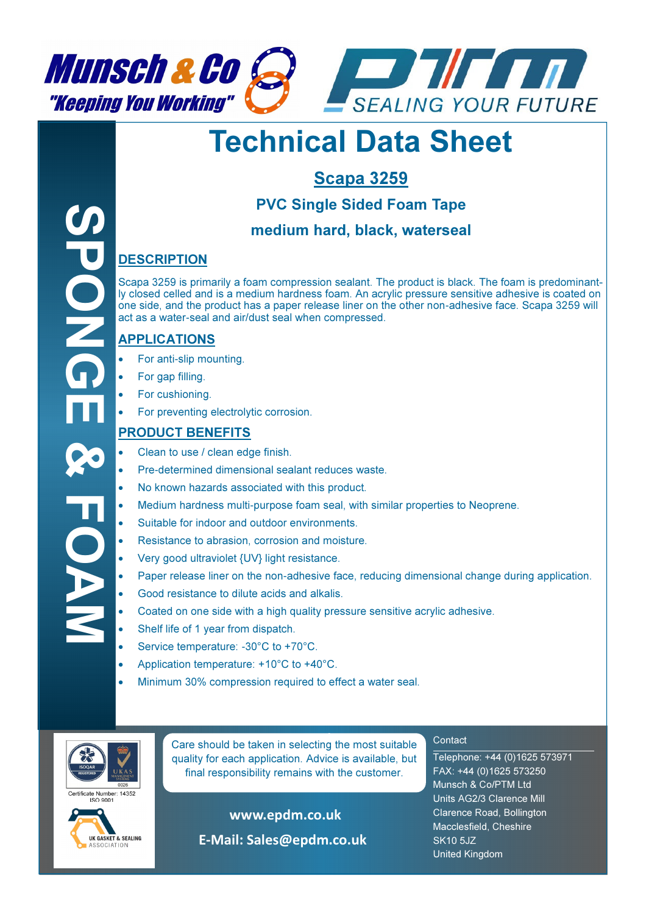Munsch & Co "Keeping You Working"

PTM SEALING YOUR FUTURE

SPONGE & FOAM

# Technical Data Sheet

## Scapa 3259

### PVC Single Sided Foam Tape

### medium hard, black, waterseal

## DESCRIPTION

Scapa 3259 is primarily a foam compression sealant. The product is black. The foam is predominantly closed celled and is a medium hardness foam. An acrylic pressure sensitive adhesive is coated on one side, and the product has a paper release liner on the other non-adhesive face. Scapa 3259 will act as a water-seal and air/dust seal when compressed.

## APPLICATIONS

- For anti-slip mounting.
- For gap filling.
- For cushioning.
- For preventing electrolytic corrosion.

## PRODUCT BENEFITS

- Clean to use / clean edge finish.
- Pre-determined dimensional sealant reduces waste.
- No known hazards associated with this product.
- Medium hardness multi-purpose foam seal, with similar properties to Neoprene.
- Suitable for indoor and outdoor environments.
- Resistance to abrasion, corrosion and moisture.
- Very good ultraviolet {UV} light resistance.
- Paper release liner on the non-adhesive face, reducing dimensional change during application.
- Good resistance to dilute acids and alkalis.
- Coated on one side with a high quality pressure sensitive acrylic adhesive.
- Shelf life of 1 year from dispatch.
- Service temperature: -30°C to +70°C.
- Application temperature: +10°C to +40°C.
- Minimum 30% compression required to effect a water seal.

ISOQAR REGISTERED UKAS MANAGEMENT SYSTEMS 0026

Certificate Number: 14352 ISO 9001

UK GASKET & SEALING ASSOCIATION

Care should be taken in selecting the most suitable quality for each application. Advice is available, but final responsibility remains with the customer.

**www.epdm.co.uk**

**E-Mail: Sales@epdm.co.uk**

Contact

Telephone: +44 (0)1625 573971
FAX: +44 (0)1625 573250
Munsch & Co/PTM Ltd
Units AG2/3 Clarence Mill
Clarence Road, Bollington
Macclesfield, Cheshire
SK10 5JZ
United Kingdom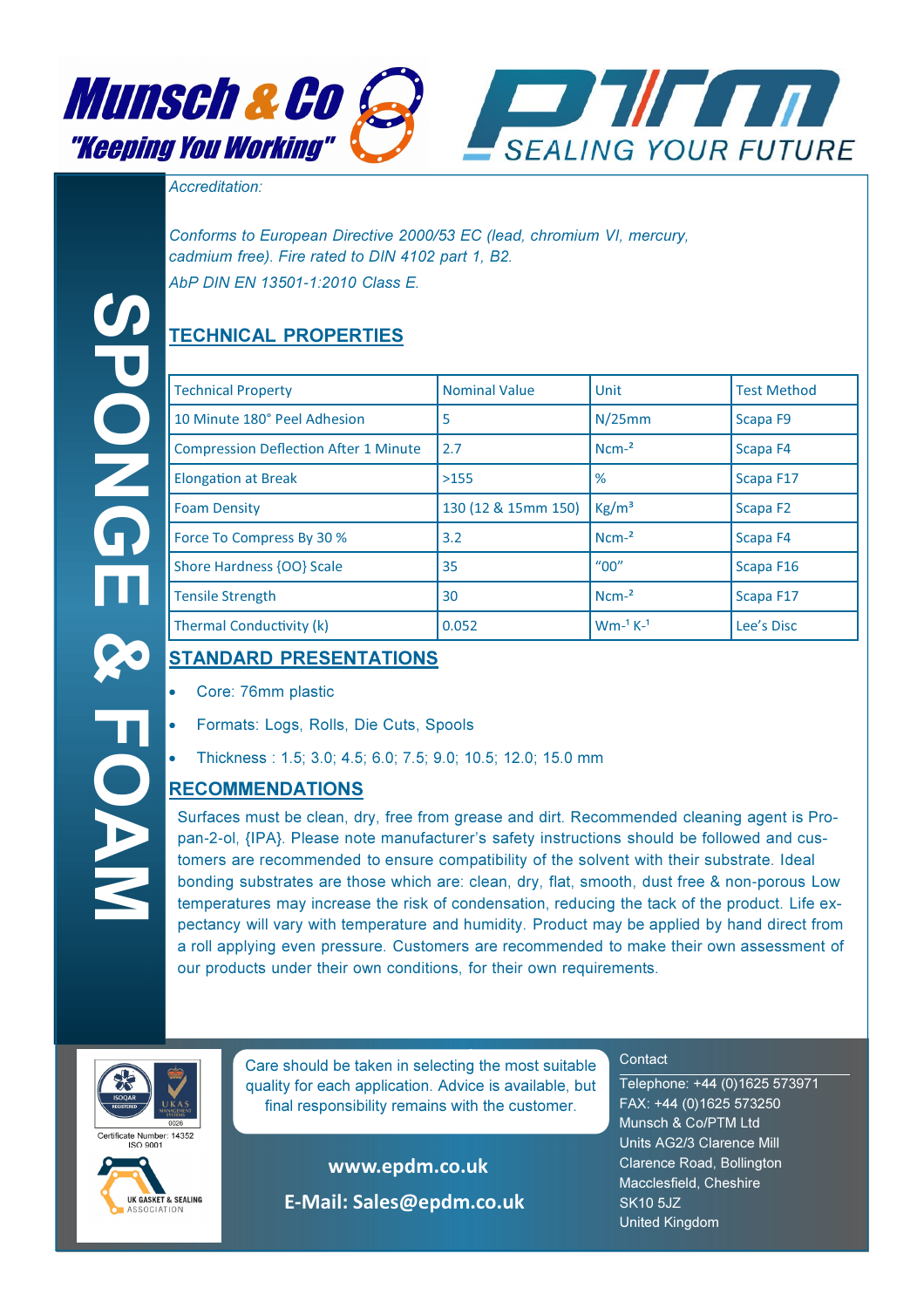Munsch & Co
"Keeping You Working"

PTM SEALING YOUR FUTURE

SPONGE & FOAM

*Accreditation:*

*Conforms to European Directive 2000/53 EC (lead, chromium VI, mercury, cadmium free). Fire rated to DIN 4102 part 1, B2.*

*AbP DIN EN 13501-1:2010 Class E.*

## TECHNICAL PROPERTIES

| Technical Property | Nominal Value | Unit | Test Method |
|---|---|---|---|
| 10 Minute 180° Peel Adhesion | 5 | N/25mm | Scapa F9 |
| Compression Deflection After 1 Minute | 2.7 | $Ncm^{-2}$ | Scapa F4 |
| Elongation at Break | >155 | % | Scapa F17 |
| Foam Density | 130 (12 & 15mm 150) | $Kg/m^3$ | Scapa F2 |
| Force To Compress By 30 % | 3.2 | $Ncm^{-2}$ | Scapa F4 |
| Shore Hardness {OO} Scale | 35 | "00" | Scapa F16 |
| Tensile Strength | 30 | $Ncm^{-2}$ | Scapa F17 |
| Thermal Conductivity (k) | 0.052 | $Wm^{-1} K^{-1}$ | Lee's Disc |

## STANDARD PRESENTATIONS

- Core: 76mm plastic
- Formats: Logs, Rolls, Die Cuts, Spools
- Thickness : 1.5; 3.0; 4.5; 6.0; 7.5; 9.0; 10.5; 12.0; 15.0 mm

## RECOMMENDATIONS

Surfaces must be clean, dry, free from grease and dirt. Recommended cleaning agent is Propan-2-ol, {IPA}. Please note manufacturer's safety instructions should be followed and customers are recommended to ensure compatibility of the solvent with their substrate. Ideal bonding substrates are those which are: clean, dry, flat, smooth, dust free & non-porous Low temperatures may increase the risk of condensation, reducing the tack of the product. Life expectancy will vary with temperature and humidity. Product may be applied by hand direct from a roll applying even pressure. Customers are recommended to make their own assessment of our products under their own conditions, for their own requirements.

Certificate Number: 14352
ISO 9001

UK GASKET & SEALING ASSOCIATION

Care should be taken in selecting the most suitable quality for each application. Advice is available, but final responsibility remains with the customer.

**www.epdm.co.uk**

**E-Mail: Sales@epdm.co.uk**

Contact

Telephone: +44 (0)1625 573971
FAX: +44 (0)1625 573250
Munsch & Co/PTM Ltd
Units AG2/3 Clarence Mill
Clarence Road, Bollington
Macclesfield, Cheshire
SK10 5JZ
United Kingdom